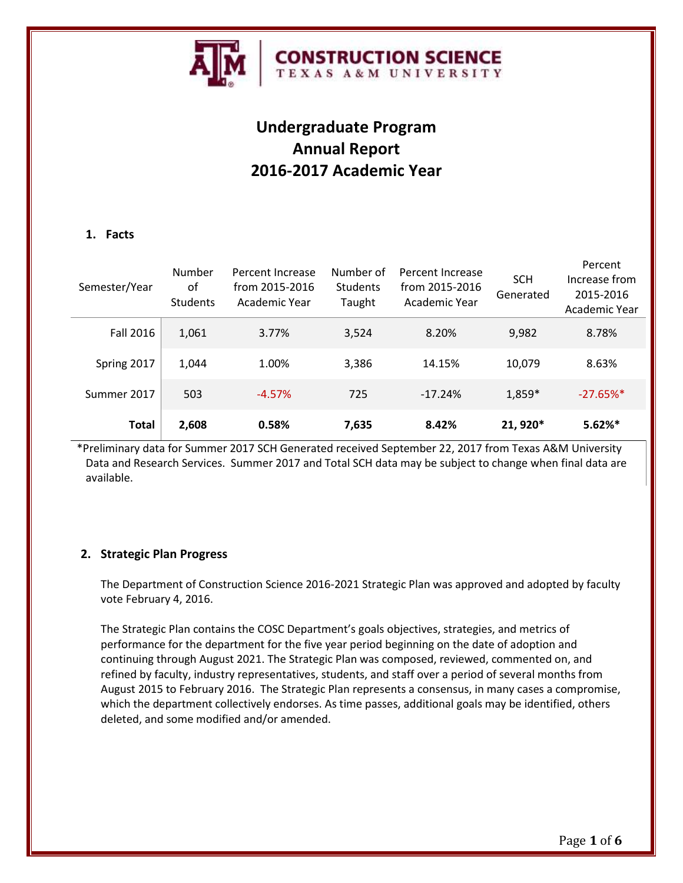CONSTRUCTION SCIENCE
TEXAS A&M UNIVERSITY

# Undergraduate Program
# Annual Report
# 2016-2017 Academic Year

## 1. Facts

| Semester/Year | Number of Students | Percent Increase from 2015-2016 Academic Year | Number of Students Taught | Percent Increase from 2015-2016 Academic Year | SCH Generated | Percent Increase from 2015-2016 Academic Year |
|---|---|---|---|---|---|---|
| Fall 2016 | 1,061 | 3.77% | 3,524 | 8.20% | 9,982 | 8.78% |
| Spring 2017 | 1,044 | 1.00% | 3,386 | 14.15% | 10,079 | 8.63% |
| Summer 2017 | 503 | -4.57% | 725 | -17.24% | 1,859* | -27.65%* |
| **Total** | **2,608** | **0.58%** | **7,635** | **8.42%** | **21, 920*** | **5.62%*** |

*Preliminary data for Summer 2017 SCH Generated received September 22, 2017 from Texas A&M University Data and Research Services. Summer 2017 and Total SCH data may be subject to change when final data are available.

## 2. Strategic Plan Progress

The Department of Construction Science 2016-2021 Strategic Plan was approved and adopted by faculty vote February 4, 2016.

The Strategic Plan contains the COSC Department's goals objectives, strategies, and metrics of performance for the department for the five year period beginning on the date of adoption and continuing through August 2021. The Strategic Plan was composed, reviewed, commented on, and refined by faculty, industry representatives, students, and staff over a period of several months from August 2015 to February 2016. The Strategic Plan represents a consensus, in many cases a compromise, which the department collectively endorses. As time passes, additional goals may be identified, others deleted, and some modified and/or amended.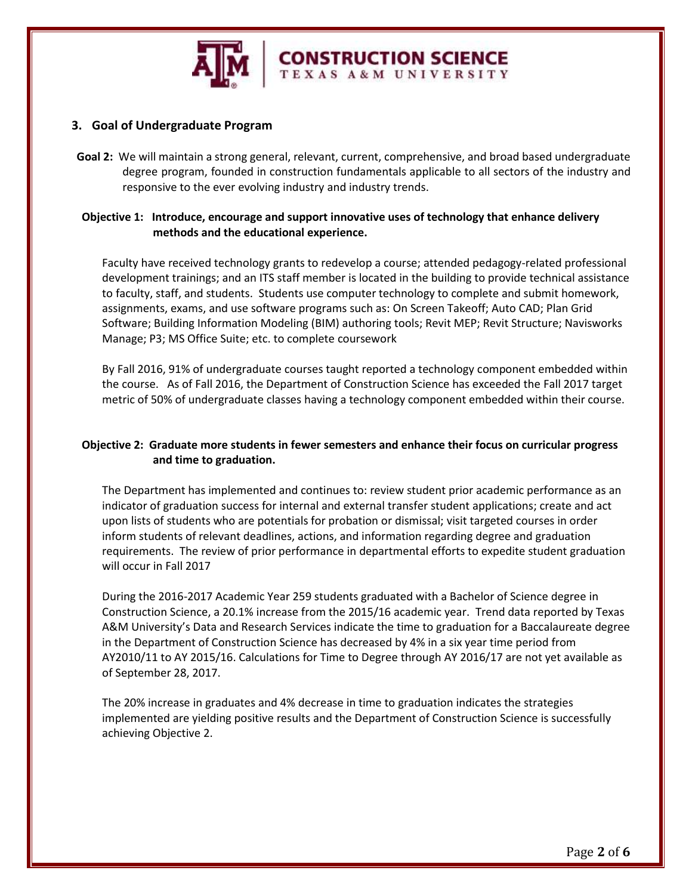## 3. Goal of Undergraduate Program

**Goal 2:** We will maintain a strong general, relevant, current, comprehensive, and broad based undergraduate degree program, founded in construction fundamentals applicable to all sectors of the industry and responsive to the ever evolving industry and industry trends.

**Objective 1: Introduce, encourage and support innovative uses of technology that enhance delivery methods and the educational experience.**

Faculty have received technology grants to redevelop a course; attended pedagogy-related professional development trainings; and an ITS staff member is located in the building to provide technical assistance to faculty, staff, and students. Students use computer technology to complete and submit homework, assignments, exams, and use software programs such as: On Screen Takeoff; Auto CAD; Plan Grid Software; Building Information Modeling (BIM) authoring tools; Revit MEP; Revit Structure; Navisworks Manage; P3; MS Office Suite; etc. to complete coursework

By Fall 2016, 91% of undergraduate courses taught reported a technology component embedded within the course. As of Fall 2016, the Department of Construction Science has exceeded the Fall 2017 target metric of 50% of undergraduate classes having a technology component embedded within their course.

**Objective 2: Graduate more students in fewer semesters and enhance their focus on curricular progress and time to graduation.**

The Department has implemented and continues to: review student prior academic performance as an indicator of graduation success for internal and external transfer student applications; create and act upon lists of students who are potentials for probation or dismissal; visit targeted courses in order inform students of relevant deadlines, actions, and information regarding degree and graduation requirements. The review of prior performance in departmental efforts to expedite student graduation will occur in Fall 2017

During the 2016-2017 Academic Year 259 students graduated with a Bachelor of Science degree in Construction Science, a 20.1% increase from the 2015/16 academic year. Trend data reported by Texas A&M University's Data and Research Services indicate the time to graduation for a Baccalaureate degree in the Department of Construction Science has decreased by 4% in a six year time period from AY2010/11 to AY 2015/16. Calculations for Time to Degree through AY 2016/17 are not yet available as of September 28, 2017.

The 20% increase in graduates and 4% decrease in time to graduation indicates the strategies implemented are yielding positive results and the Department of Construction Science is successfully achieving Objective 2.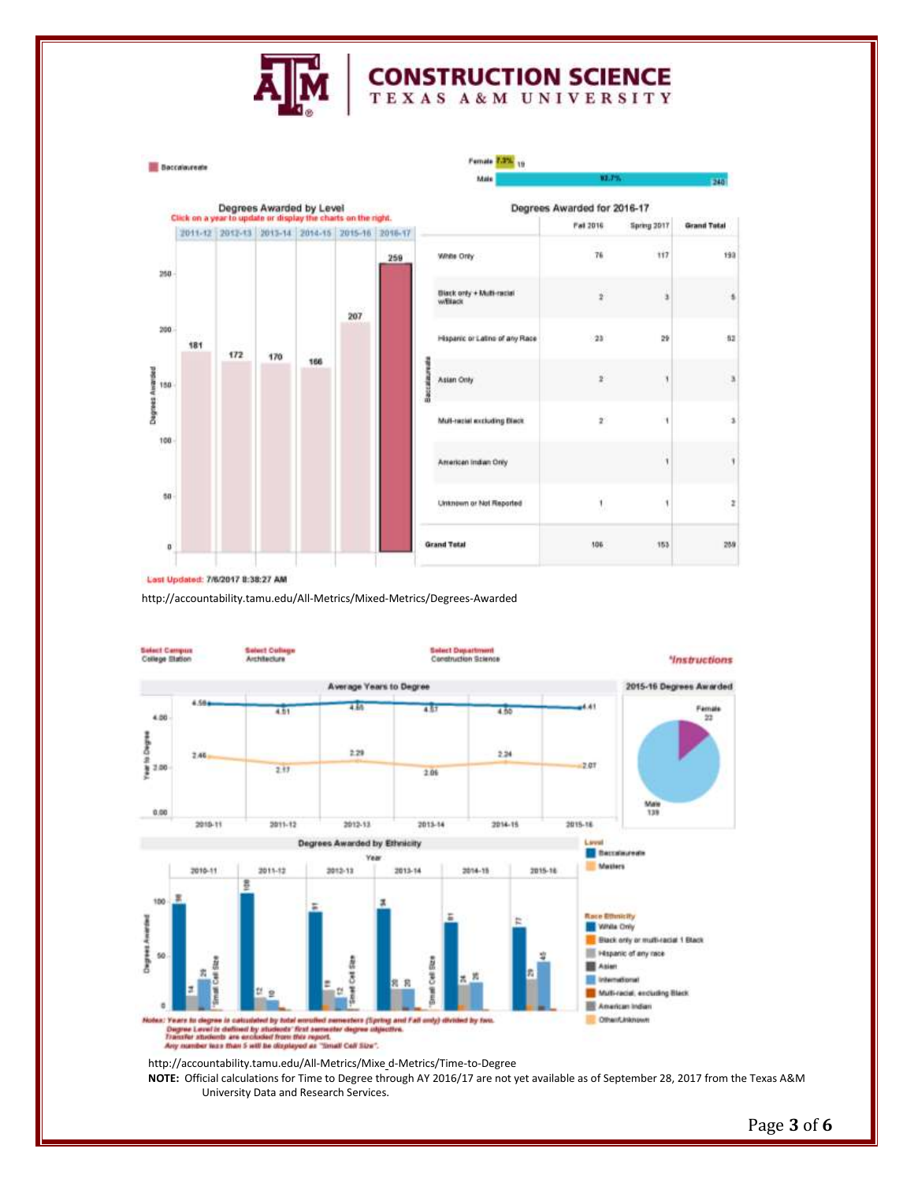# CONSTRUCTION SCIENCE

TEXAS A&M UNIVERSITY

Baccalaureate

Female 7.3% 19

Male 92.7% 240

## Degrees Awarded by Level

Click on a year to update or display the charts on the right.

| 2011-12 | 2012-13 | 2013-14 | 2014-15 | 2015-16 | 2016-17 |
|---|---|---|---|---|---|
| 181 | 172 | 170 | 166 | 207 | 259 |

## Degrees Awarded for 2016-17

| Baccalaureate | Fall 2016 | Spring 2017 | Grand Total |
|---|---|---|---|
| White Only | 76 | 117 | 193 |
| Black only + Multi-racial w/Black | 2 | 3 | 5 |
| Hispanic or Latino of any Race | 23 | 29 | 52 |
| Asian Only | 2 | 1 | 3 |
| Multi-racial excluding Black | 2 | 1 | 3 |
| American Indian Only | | 1 | 1 |
| Unknown or Not Reported | 1 | 1 | 2 |
| Grand Total | 106 | 153 | 259 |

Last Updated: 7/6/2017 8:38:27 AM

http://accountability.tamu.edu/All-Metrics/Mixed-Metrics/Degrees-Awarded

Select Campus: College Station | Select College: Architecture | Select Department: Construction Science | *Instructions

## Average Years to Degree

| | 2010-11 | 2011-12 | 2012-13 | 2013-14 | 2014-15 | 2015-16 |
|---|---|---|---|---|---|---|
| Baccalaureate | 4.58 | 4.51 | 4.65 | 4.57 | 4.50 | 4.41 |
| Masters | 2.46 | 2.17 | 2.29 | 2.06 | 2.24 | 2.07 |

## 2015-16 Degrees Awarded

Female 22

Male 139

## Degrees Awarded by Ethnicity

| Year | White Only | Hispanic of any race | International |
|---|---|---|---|
| 2010-11 | 98 | 14 | 29 |
| 2011-12 | 109 | 12 | 10 |
| 2012-13 | 91 | 19 | 12 |
| 2013-14 | 94 | 20 | 20 |
| 2014-15 | 81 | 24 | 26 |
| 2015-16 | 77 | 29 | 45 |

Level: Baccalaureate; Masters

Race Ethnicity: White Only; Black only or multi-racial 1 Black; Hispanic of any race; Asian; International; Multi-racial, excluding Black; American Indian; Other/Unknown

*Notes: Years to degree is calculated by total enrolled semesters (Spring and Fall only) divided by two.*
*Degree Level is defined by students' first semester degree objective.*
*Transfer students are excluded from this report.*
*Any number less than 5 will be displayed as "Small Cell Size".*

http://accountability.tamu.edu/All-Metrics/Mixe_d-Metrics/Time-to-Degree

**NOTE:** Official calculations for Time to Degree through AY 2016/17 are not yet available as of September 28, 2017 from the Texas A&M University Data and Research Services.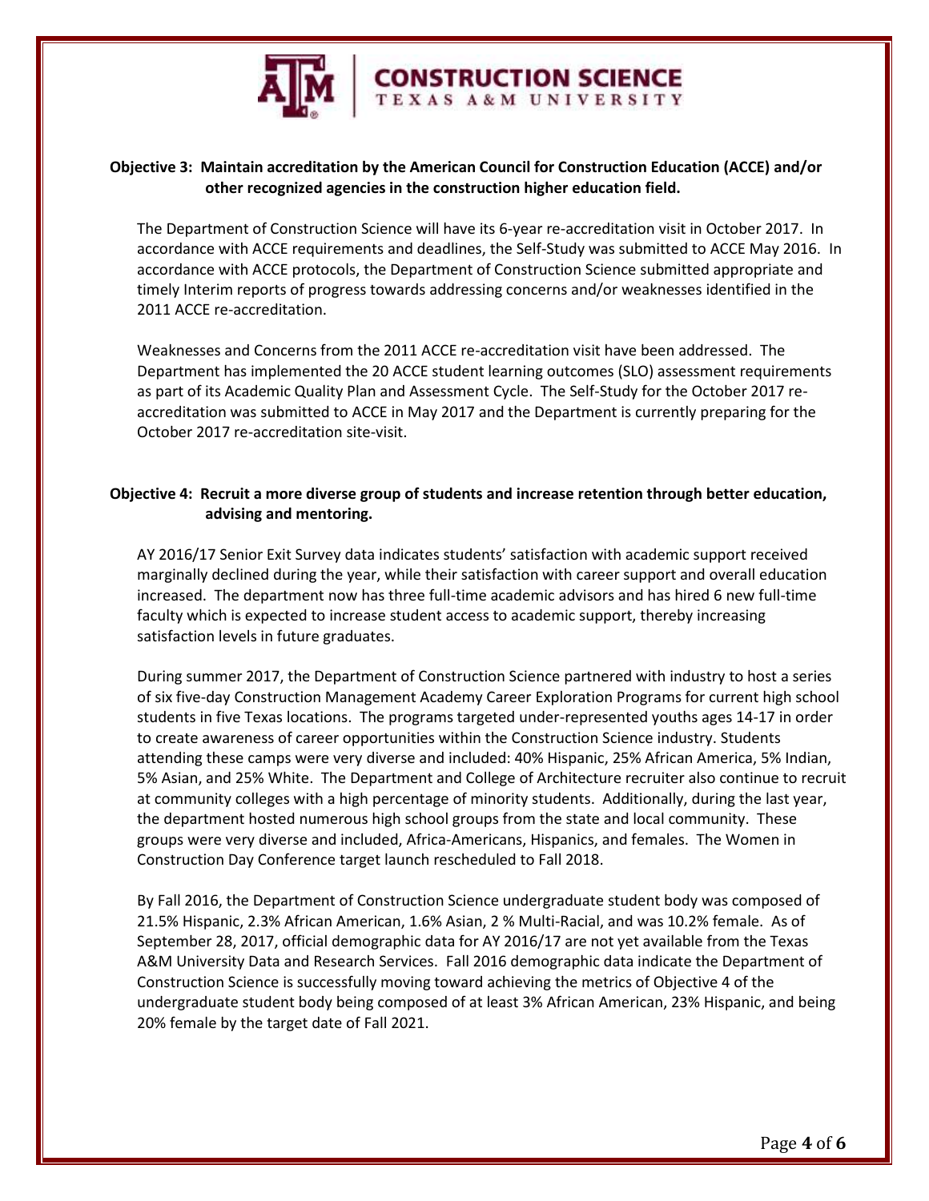**Objective 3: Maintain accreditation by the American Council for Construction Education (ACCE) and/or other recognized agencies in the construction higher education field.**

The Department of Construction Science will have its 6-year re-accreditation visit in October 2017. In accordance with ACCE requirements and deadlines, the Self-Study was submitted to ACCE May 2016. In accordance with ACCE protocols, the Department of Construction Science submitted appropriate and timely Interim reports of progress towards addressing concerns and/or weaknesses identified in the 2011 ACCE re-accreditation.

Weaknesses and Concerns from the 2011 ACCE re-accreditation visit have been addressed. The Department has implemented the 20 ACCE student learning outcomes (SLO) assessment requirements as part of its Academic Quality Plan and Assessment Cycle. The Self-Study for the October 2017 re-accreditation was submitted to ACCE in May 2017 and the Department is currently preparing for the October 2017 re-accreditation site-visit.

**Objective 4: Recruit a more diverse group of students and increase retention through better education, advising and mentoring.**

AY 2016/17 Senior Exit Survey data indicates students' satisfaction with academic support received marginally declined during the year, while their satisfaction with career support and overall education increased. The department now has three full-time academic advisors and has hired 6 new full-time faculty which is expected to increase student access to academic support, thereby increasing satisfaction levels in future graduates.

During summer 2017, the Department of Construction Science partnered with industry to host a series of six five-day Construction Management Academy Career Exploration Programs for current high school students in five Texas locations. The programs targeted under-represented youths ages 14-17 in order to create awareness of career opportunities within the Construction Science industry. Students attending these camps were very diverse and included: 40% Hispanic, 25% African America, 5% Indian, 5% Asian, and 25% White. The Department and College of Architecture recruiter also continue to recruit at community colleges with a high percentage of minority students. Additionally, during the last year, the department hosted numerous high school groups from the state and local community. These groups were very diverse and included, Africa-Americans, Hispanics, and females. The Women in Construction Day Conference target launch rescheduled to Fall 2018.

By Fall 2016, the Department of Construction Science undergraduate student body was composed of 21.5% Hispanic, 2.3% African American, 1.6% Asian, 2 % Multi-Racial, and was 10.2% female. As of September 28, 2017, official demographic data for AY 2016/17 are not yet available from the Texas A&M University Data and Research Services. Fall 2016 demographic data indicate the Department of Construction Science is successfully moving toward achieving the metrics of Objective 4 of the undergraduate student body being composed of at least 3% African American, 23% Hispanic, and being 20% female by the target date of Fall 2021.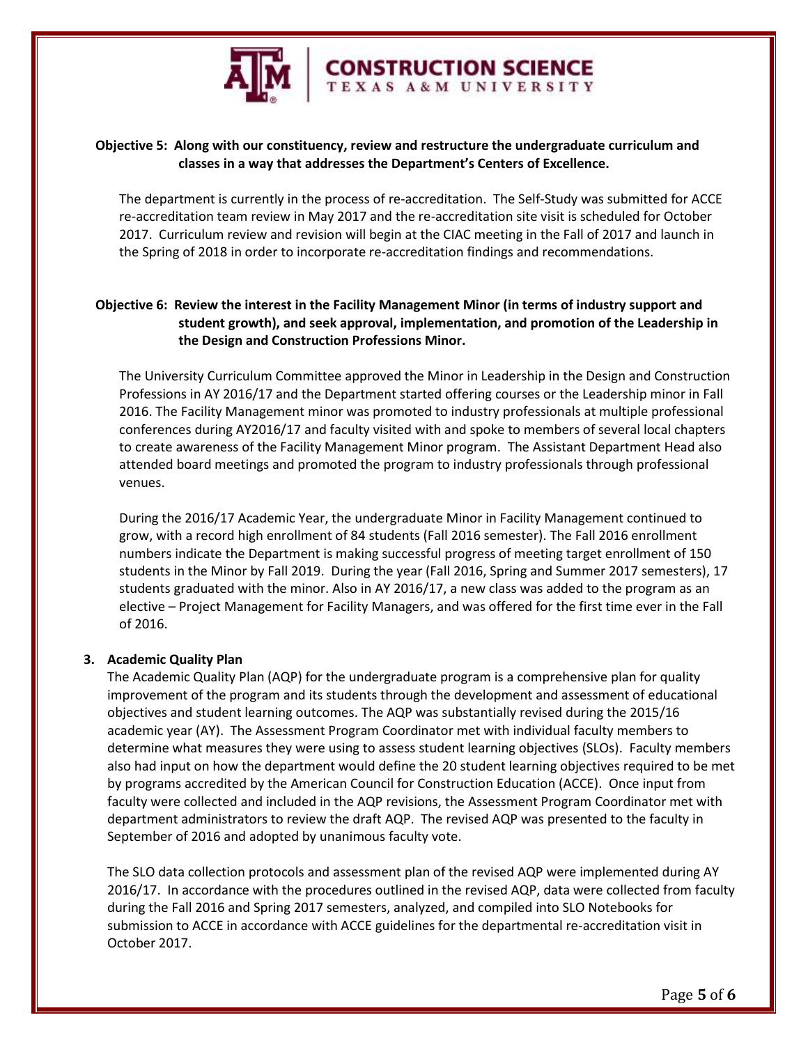**Objective 5: Along with our constituency, review and restructure the undergraduate curriculum and classes in a way that addresses the Department's Centers of Excellence.**

The department is currently in the process of re-accreditation. The Self-Study was submitted for ACCE re-accreditation team review in May 2017 and the re-accreditation site visit is scheduled for October 2017. Curriculum review and revision will begin at the CIAC meeting in the Fall of 2017 and launch in the Spring of 2018 in order to incorporate re-accreditation findings and recommendations.

**Objective 6: Review the interest in the Facility Management Minor (in terms of industry support and student growth), and seek approval, implementation, and promotion of the Leadership in the Design and Construction Professions Minor.**

The University Curriculum Committee approved the Minor in Leadership in the Design and Construction Professions in AY 2016/17 and the Department started offering courses or the Leadership minor in Fall 2016. The Facility Management minor was promoted to industry professionals at multiple professional conferences during AY2016/17 and faculty visited with and spoke to members of several local chapters to create awareness of the Facility Management Minor program. The Assistant Department Head also attended board meetings and promoted the program to industry professionals through professional venues.

During the 2016/17 Academic Year, the undergraduate Minor in Facility Management continued to grow, with a record high enrollment of 84 students (Fall 2016 semester). The Fall 2016 enrollment numbers indicate the Department is making successful progress of meeting target enrollment of 150 students in the Minor by Fall 2019. During the year (Fall 2016, Spring and Summer 2017 semesters), 17 students graduated with the minor. Also in AY 2016/17, a new class was added to the program as an elective – Project Management for Facility Managers, and was offered for the first time ever in the Fall of 2016.

## 3. Academic Quality Plan

The Academic Quality Plan (AQP) for the undergraduate program is a comprehensive plan for quality improvement of the program and its students through the development and assessment of educational objectives and student learning outcomes. The AQP was substantially revised during the 2015/16 academic year (AY). The Assessment Program Coordinator met with individual faculty members to determine what measures they were using to assess student learning objectives (SLOs). Faculty members also had input on how the department would define the 20 student learning objectives required to be met by programs accredited by the American Council for Construction Education (ACCE). Once input from faculty were collected and included in the AQP revisions, the Assessment Program Coordinator met with department administrators to review the draft AQP. The revised AQP was presented to the faculty in September of 2016 and adopted by unanimous faculty vote.

The SLO data collection protocols and assessment plan of the revised AQP were implemented during AY 2016/17. In accordance with the procedures outlined in the revised AQP, data were collected from faculty during the Fall 2016 and Spring 2017 semesters, analyzed, and compiled into SLO Notebooks for submission to ACCE in accordance with ACCE guidelines for the departmental re-accreditation visit in October 2017.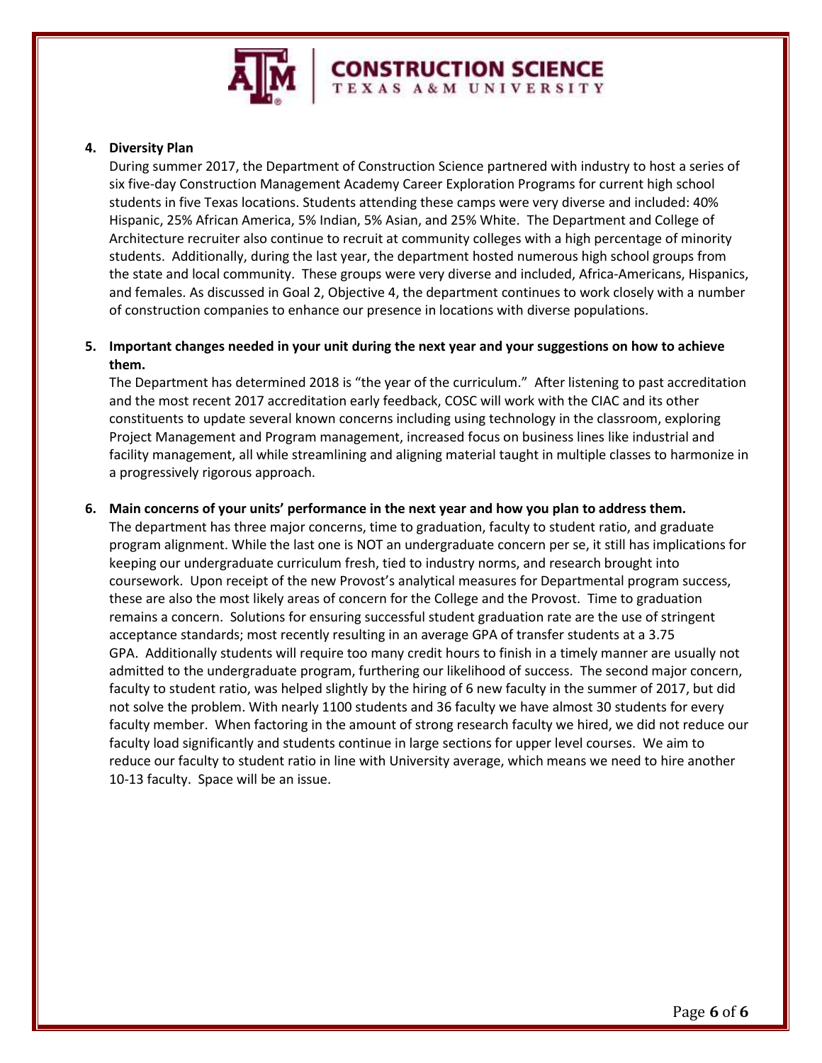4. **Diversity Plan**

   During summer 2017, the Department of Construction Science partnered with industry to host a series of six five-day Construction Management Academy Career Exploration Programs for current high school students in five Texas locations. Students attending these camps were very diverse and included: 40% Hispanic, 25% African America, 5% Indian, 5% Asian, and 25% White. The Department and College of Architecture recruiter also continue to recruit at community colleges with a high percentage of minority students. Additionally, during the last year, the department hosted numerous high school groups from the state and local community. These groups were very diverse and included, Africa-Americans, Hispanics, and females. As discussed in Goal 2, Objective 4, the department continues to work closely with a number of construction companies to enhance our presence in locations with diverse populations.

5. **Important changes needed in your unit during the next year and your suggestions on how to achieve them.**

   The Department has determined 2018 is "the year of the curriculum." After listening to past accreditation and the most recent 2017 accreditation early feedback, COSC will work with the CIAC and its other constituents to update several known concerns including using technology in the classroom, exploring Project Management and Program management, increased focus on business lines like industrial and facility management, all while streamlining and aligning material taught in multiple classes to harmonize in a progressively rigorous approach.

6. **Main concerns of your units' performance in the next year and how you plan to address them.**

   The department has three major concerns, time to graduation, faculty to student ratio, and graduate program alignment. While the last one is NOT an undergraduate concern per se, it still has implications for keeping our undergraduate curriculum fresh, tied to industry norms, and research brought into coursework. Upon receipt of the new Provost's analytical measures for Departmental program success, these are also the most likely areas of concern for the College and the Provost. Time to graduation remains a concern. Solutions for ensuring successful student graduation rate are the use of stringent acceptance standards; most recently resulting in an average GPA of transfer students at a 3.75 GPA. Additionally students will require too many credit hours to finish in a timely manner are usually not admitted to the undergraduate program, furthering our likelihood of success. The second major concern, faculty to student ratio, was helped slightly by the hiring of 6 new faculty in the summer of 2017, but did not solve the problem. With nearly 1100 students and 36 faculty we have almost 30 students for every faculty member. When factoring in the amount of strong research faculty we hired, we did not reduce our faculty load significantly and students continue in large sections for upper level courses. We aim to reduce our faculty to student ratio in line with University average, which means we need to hire another 10-13 faculty. Space will be an issue.